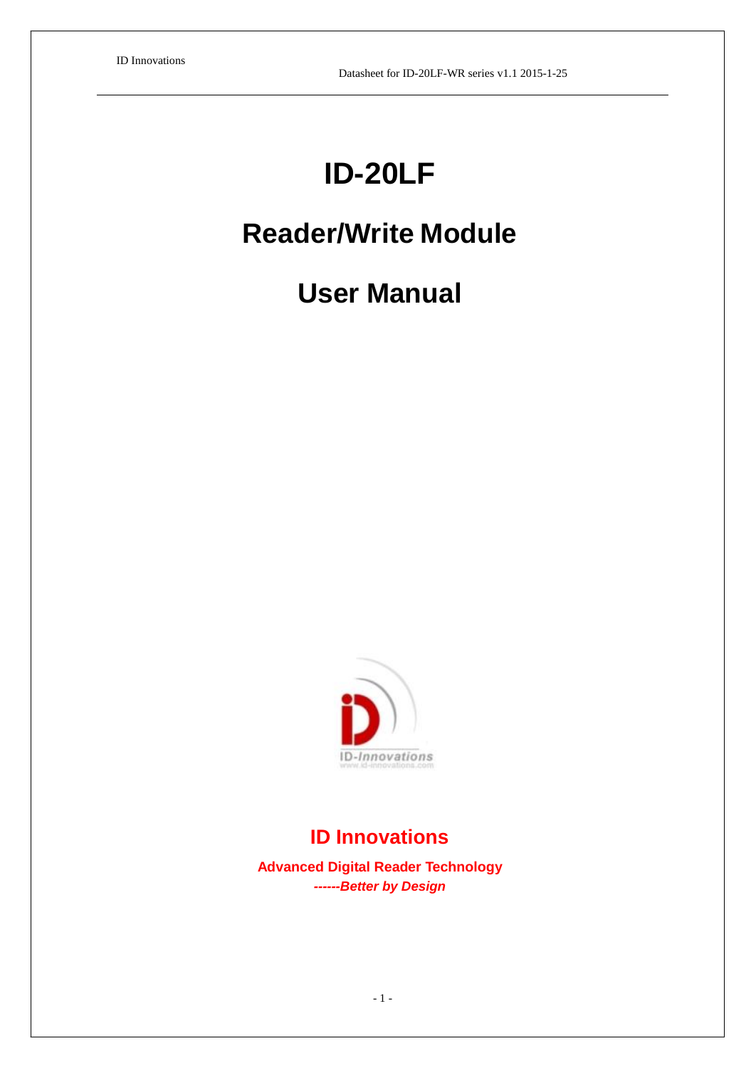# ID-20LF

# Reader/Write Module

# User Manual

**ID Innovations**

**Advanced Digital Reader Technology**

***------Better by Design***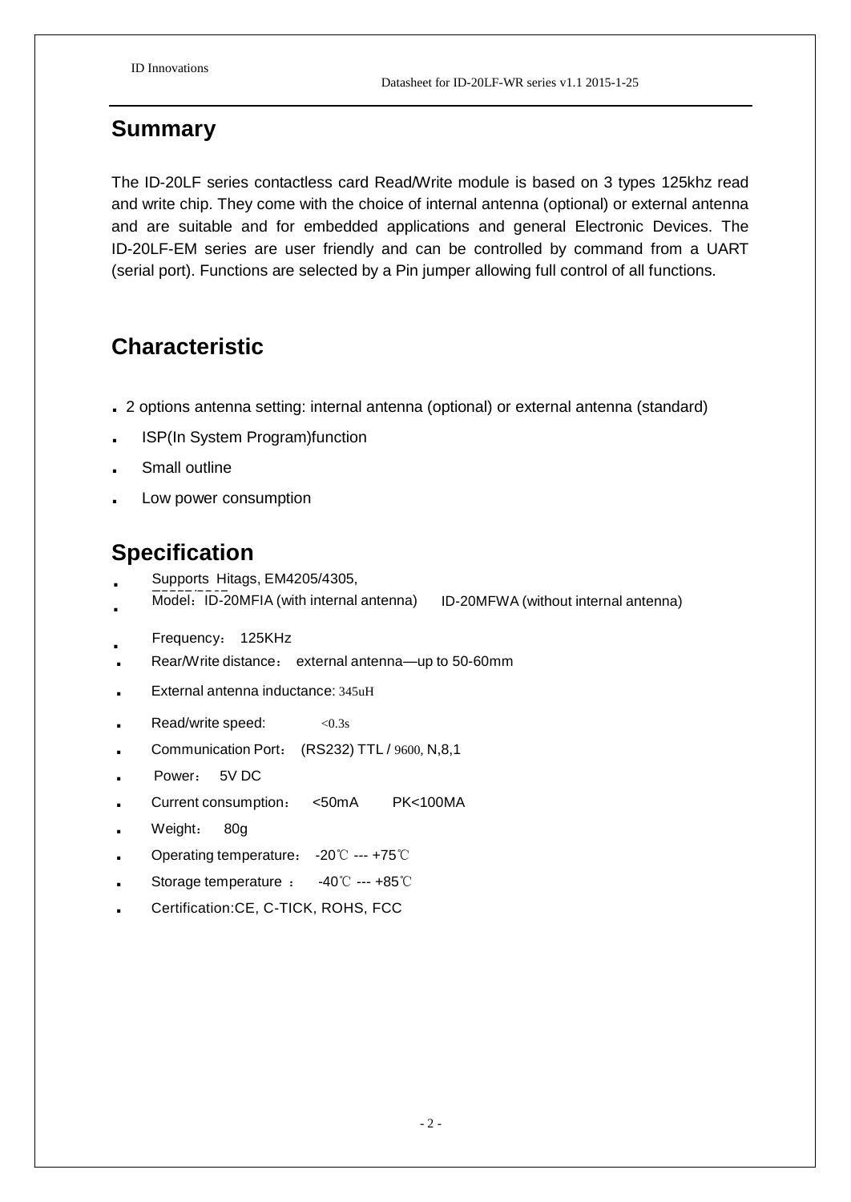## Summary

The ID-20LF series contactless card Read/Write module is based on 3 types 125khz read and write chip. They come with the choice of internal antenna (optional) or external antenna and are suitable and for embedded applications and general Electronic Devices. The ID-20LF-EM series are user friendly and can be controlled by command from a UART (serial port). Functions are selected by a Pin jumper allowing full control of all functions.

## Characteristic

- 2 options antenna setting: internal antenna (optional) or external antenna (standard)
- ISP(In System Program)function
- Small outline
- Low power consumption

## Specification

- Supports Hitags, EM4205/4305,
- Model：ID-20MFIA (with internal antenna) ID-20MFWA (without internal antenna)
- Frequency： 125KHz
- Rear/Write distance： external antenna—up to 50-60mm
- External antenna inductance: 345uH
- Read/write speed: <0.3s
- Communication Port： (RS232) TTL / 9600, N,8,1
- Power： 5V DC
- Current consumption： <50mA PK<100MA
- Weight： 80g
- Operating temperature： -20℃ --- +75℃
- Storage temperature ： -40℃ --- +85℃
- Certification:CE, C-TICK, ROHS, FCC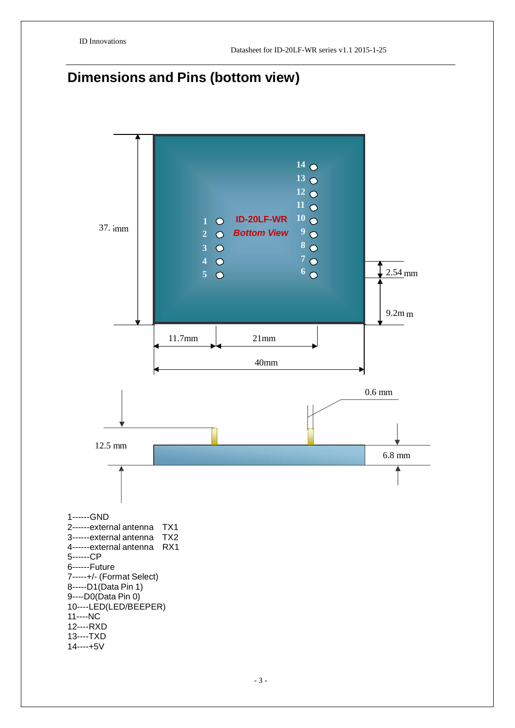## Dimensions and Pins (bottom view)

1------GND
2------external antenna TX1
3------external antenna TX2
4------external antenna RX1
5------CP
6------Future
7-----+/- (Format Select)
8-----D1(Data Pin 1)
9----D0(Data Pin 0)
10----LED(LED/BEEPER)
11----NC
12----RXD
13----TXD
14----+5V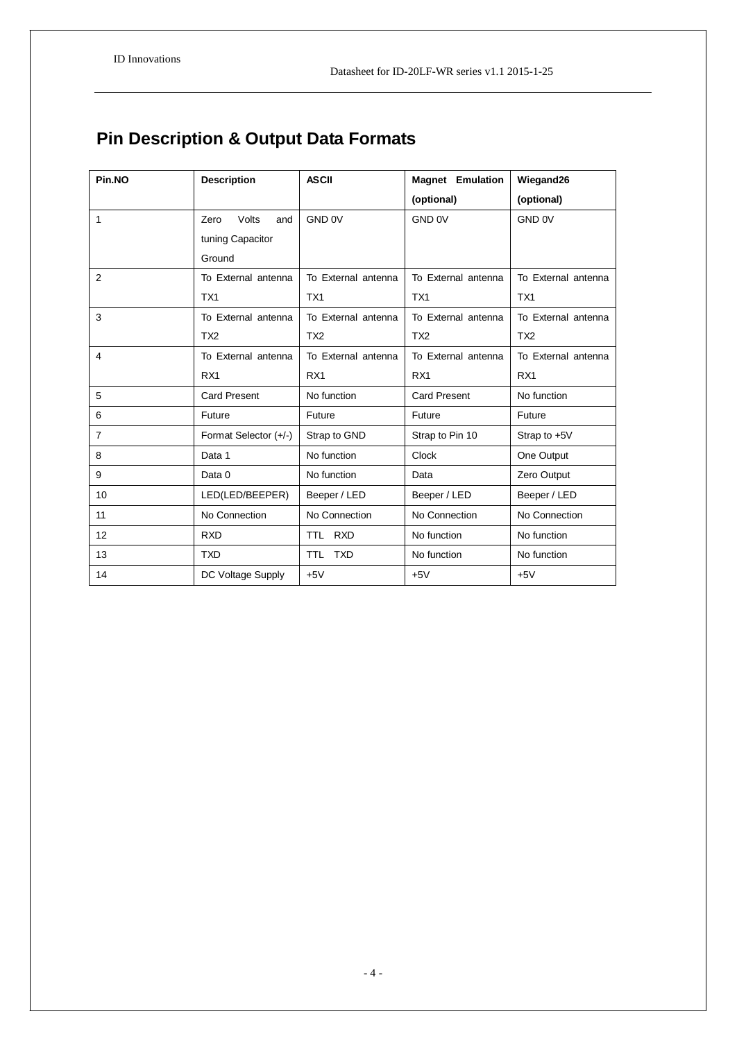## Pin Description & Output Data Formats

| Pin.NO | Description | ASCII | Magnet Emulation (optional) | Wiegand26 (optional) |
|---|---|---|---|---|
| 1 | Zero Volts and tuning Capacitor Ground | GND 0V | GND 0V | GND 0V |
| 2 | To External antenna TX1 | To External antenna TX1 | To External antenna TX1 | To External antenna TX1 |
| 3 | To External antenna TX2 | To External antenna TX2 | To External antenna TX2 | To External antenna TX2 |
| 4 | To External antenna RX1 | To External antenna RX1 | To External antenna RX1 | To External antenna RX1 |
| 5 | Card Present | No function | Card Present | No function |
| 6 | Future | Future | Future | Future |
| 7 | Format Selector (+/-) | Strap to GND | Strap to Pin 10 | Strap to +5V |
| 8 | Data 1 | No function | Clock | One Output |
| 9 | Data 0 | No function | Data | Zero Output |
| 10 | LED(LED/BEEPER) | Beeper / LED | Beeper / LED | Beeper / LED |
| 11 | No Connection | No Connection | No Connection | No Connection |
| 12 | RXD | TTL RXD | No function | No function |
| 13 | TXD | TTL TXD | No function | No function |
| 14 | DC Voltage Supply | +5V | +5V | +5V |